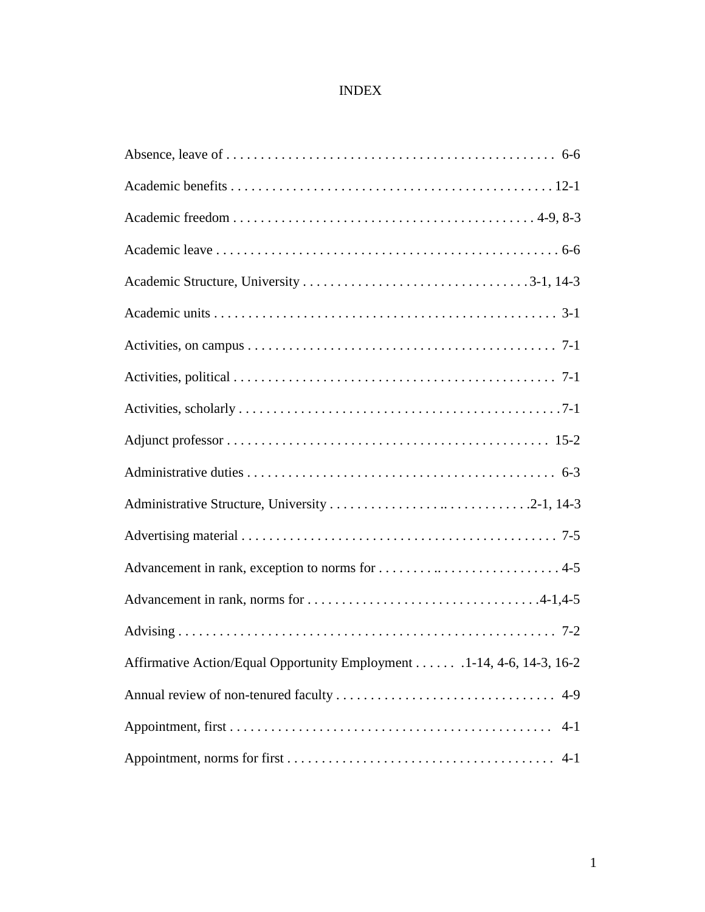# INDEX

Absence, leave of . . . . . . . . . . . . . . . . . . . . . . . . . . . . . . . . . . . . . . . . . . . . . . . 6-6

Academic benefits . . . . . . . . . . . . . . . . . . . . . . . . . . . . . . . . . . . . . . . . . . . . . . . 12-1

Academic freedom . . . . . . . . . . . . . . . . . . . . . . . . . . . . . . . . . . . . . . . . . . . . 4-9, 8-3

Academic leave . . . . . . . . . . . . . . . . . . . . . . . . . . . . . . . . . . . . . . . . . . . . . . . . . 6-6

Academic Structure, University . . . . . . . . . . . . . . . . . . . . . . . . . . . . . . . . 3-1, 14-3

Academic units . . . . . . . . . . . . . . . . . . . . . . . . . . . . . . . . . . . . . . . . . . . . . . . . . 3-1

Activities, on campus . . . . . . . . . . . . . . . . . . . . . . . . . . . . . . . . . . . . . . . . . . . . . 7-1

Activities, political . . . . . . . . . . . . . . . . . . . . . . . . . . . . . . . . . . . . . . . . . . . . . . . 7-1

Activities, scholarly . . . . . . . . . . . . . . . . . . . . . . . . . . . . . . . . . . . . . . . . . . . . . . 7-1

Adjunct professor . . . . . . . . . . . . . . . . . . . . . . . . . . . . . . . . . . . . . . . . . . . . . . . 15-2

Administrative duties . . . . . . . . . . . . . . . . . . . . . . . . . . . . . . . . . . . . . . . . . . . . . 6-3

Administrative Structure, University . . . . . . . . . . . . . . . .. . . . . . . . . . . . 2-1, 14-3

Advertising material . . . . . . . . . . . . . . . . . . . . . . . . . . . . . . . . . . . . . . . . . . . . . 7-5

Advancement in rank, exception to norms for . . . . . . . . . .. . . . . . . . . . . . . . . . . 4-5

Advancement in rank, norms for . . . . . . . . . . . . . . . . . . . . . . . . . . . . . . . . . 4-1,4-5

Advising . . . . . . . . . . . . . . . . . . . . . . . . . . . . . . . . . . . . . . . . . . . . . . . . . . . . . . 7-2

Affirmative Action/Equal Opportunity Employment . . . . . . 1-14, 4-6, 14-3, 16-2

Annual review of non-tenured faculty . . . . . . . . . . . . . . . . . . . . . . . . . . . . . . . . 4-9

Appointment, first . . . . . . . . . . . . . . . . . . . . . . . . . . . . . . . . . . . . . . . . . . . . . . . 4-1

Appointment, norms for first . . . . . . . . . . . . . . . . . . . . . . . . . . . . . . . . . . . . . . . 4-1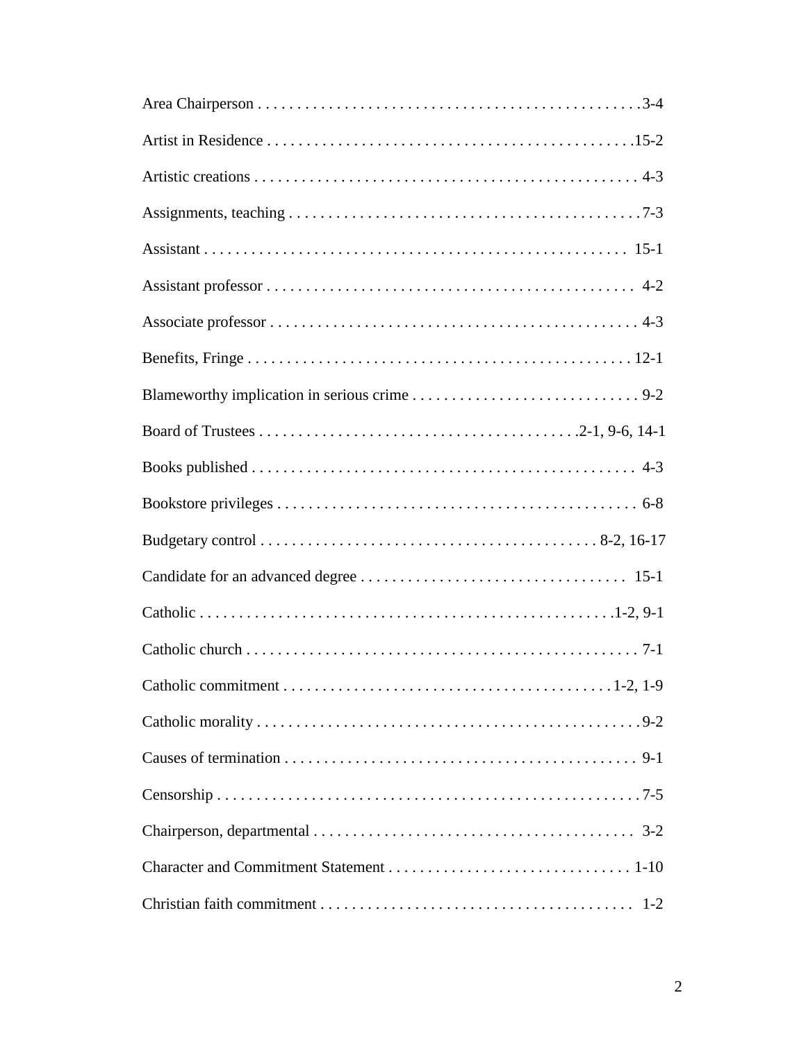Area Chairperson . . . . . . . . . . . . . . . . . . . . . . . . . . . . . . . . . . . . . . . . . . . . . . . .3-4

Artist in Residence . . . . . . . . . . . . . . . . . . . . . . . . . . . . . . . . . . . . . . . . . . . . . .15-2

Artistic creations . . . . . . . . . . . . . . . . . . . . . . . . . . . . . . . . . . . . . . . . . . . . . . . . 4-3

Assignments, teaching . . . . . . . . . . . . . . . . . . . . . . . . . . . . . . . . . . . . . . . . . . . . .7-3

Assistant . . . . . . . . . . . . . . . . . . . . . . . . . . . . . . . . . . . . . . . . . . . . . . . . . . . . . 15-1

Assistant professor . . . . . . . . . . . . . . . . . . . . . . . . . . . . . . . . . . . . . . . . . . . . . . . 4-2

Associate professor . . . . . . . . . . . . . . . . . . . . . . . . . . . . . . . . . . . . . . . . . . . . . . 4-3

Benefits, Fringe . . . . . . . . . . . . . . . . . . . . . . . . . . . . . . . . . . . . . . . . . . . . . . . . 12-1

Blameworthy implication in serious crime . . . . . . . . . . . . . . . . . . . . . . . . . . . . . 9-2

Board of Trustees . . . . . . . . . . . . . . . . . . . . . . . . . . . . . . . . . . . . . . . .2-1, 9-6, 14-1

Books published . . . . . . . . . . . . . . . . . . . . . . . . . . . . . . . . . . . . . . . . . . . . . . . . 4-3

Bookstore privileges . . . . . . . . . . . . . . . . . . . . . . . . . . . . . . . . . . . . . . . . . . . . . 6-8

Budgetary control . . . . . . . . . . . . . . . . . . . . . . . . . . . . . . . . . . . . . . . . . . 8-2, 16-17

Candidate for an advanced degree . . . . . . . . . . . . . . . . . . . . . . . . . . . . . . . . . 15-1

Catholic . . . . . . . . . . . . . . . . . . . . . . . . . . . . . . . . . . . . . . . . . . . . . . . . . . . .1-2, 9-1

Catholic church . . . . . . . . . . . . . . . . . . . . . . . . . . . . . . . . . . . . . . . . . . . . . . . . . 7-1

Catholic commitment . . . . . . . . . . . . . . . . . . . . . . . . . . . . . . . . . . . . . . . . . .1-2, 1-9

Catholic morality . . . . . . . . . . . . . . . . . . . . . . . . . . . . . . . . . . . . . . . . . . . . . . . .9-2

Causes of termination . . . . . . . . . . . . . . . . . . . . . . . . . . . . . . . . . . . . . . . . . . . . 9-1

Censorship . . . . . . . . . . . . . . . . . . . . . . . . . . . . . . . . . . . . . . . . . . . . . . . . . . . . .7-5

Chairperson, departmental . . . . . . . . . . . . . . . . . . . . . . . . . . . . . . . . . . . . . . . . 3-2

Character and Commitment Statement . . . . . . . . . . . . . . . . . . . . . . . . . . . . . . 1-10

Christian faith commitment . . . . . . . . . . . . . . . . . . . . . . . . . . . . . . . . . . . . . . . 1-2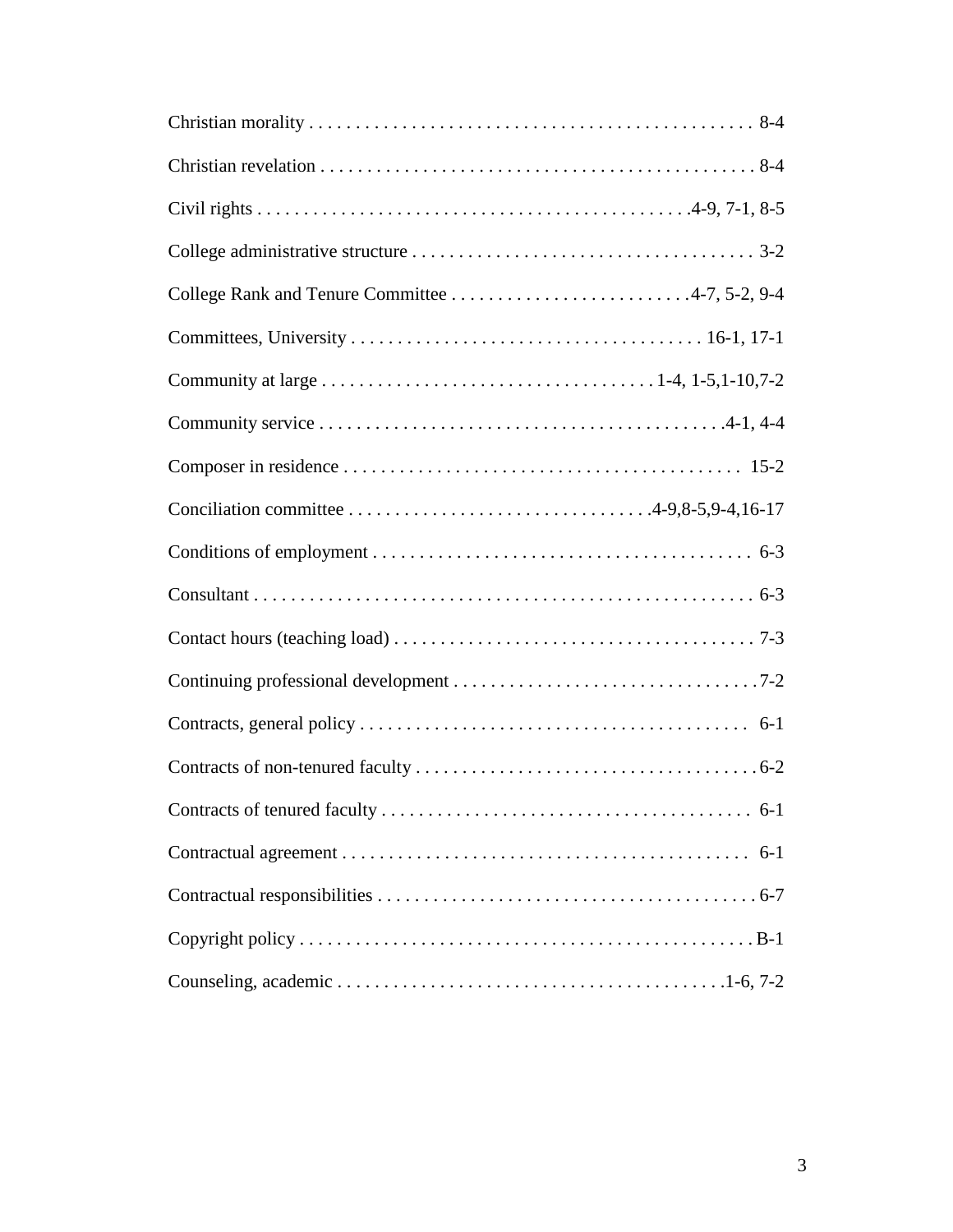Christian morality . . . . . . . . . . . . . . . . . . . . . . . . . . . . . . . . . . . . . . . . . . . . . . . 8-4

Christian revelation . . . . . . . . . . . . . . . . . . . . . . . . . . . . . . . . . . . . . . . . . . . . . . 8-4

Civil rights . . . . . . . . . . . . . . . . . . . . . . . . . . . . . . . . . . . . . . . . . . . . . .4-9, 7-1, 8-5

College administrative structure . . . . . . . . . . . . . . . . . . . . . . . . . . . . . . . . . . . . 3-2

College Rank and Tenure Committee . . . . . . . . . . . . . . . . . . . . . . . . . .4-7, 5-2, 9-4

Committees, University . . . . . . . . . . . . . . . . . . . . . . . . . . . . . . . . . . . . . 16-1, 17-1

Community at large . . . . . . . . . . . . . . . . . . . . . . . . . . . . . . . . . . . 1-4, 1-5,1-10,7-2

Community service . . . . . . . . . . . . . . . . . . . . . . . . . . . . . . . . . . . . . . . . . . .4-1, 4-4

Composer in residence . . . . . . . . . . . . . . . . . . . . . . . . . . . . . . . . . . . . . . . . . . 15-2

Conciliation committee . . . . . . . . . . . . . . . . . . . . . . . . . . . . . . . .4-9,8-5,9-4,16-17

Conditions of employment . . . . . . . . . . . . . . . . . . . . . . . . . . . . . . . . . . . . . . . . 6-3

Consultant . . . . . . . . . . . . . . . . . . . . . . . . . . . . . . . . . . . . . . . . . . . . . . . . . . . . . 6-3

Contact hours (teaching load) . . . . . . . . . . . . . . . . . . . . . . . . . . . . . . . . . . . . . . 7-3

Continuing professional development . . . . . . . . . . . . . . . . . . . . . . . . . . . . . . . . .7-2

Contracts, general policy . . . . . . . . . . . . . . . . . . . . . . . . . . . . . . . . . . . . . . . . . 6-1

Contracts of non-tenured faculty . . . . . . . . . . . . . . . . . . . . . . . . . . . . . . . . . . . . 6-2

Contracts of tenured faculty . . . . . . . . . . . . . . . . . . . . . . . . . . . . . . . . . . . . . . . 6-1

Contractual agreement . . . . . . . . . . . . . . . . . . . . . . . . . . . . . . . . . . . . . . . . . . . 6-1

Contractual responsibilities . . . . . . . . . . . . . . . . . . . . . . . . . . . . . . . . . . . . . . . . 6-7

Copyright policy . . . . . . . . . . . . . . . . . . . . . . . . . . . . . . . . . . . . . . . . . . . . . . . . B-1

Counseling, academic . . . . . . . . . . . . . . . . . . . . . . . . . . . . . . . . . . . . . . . . . .1-6, 7-2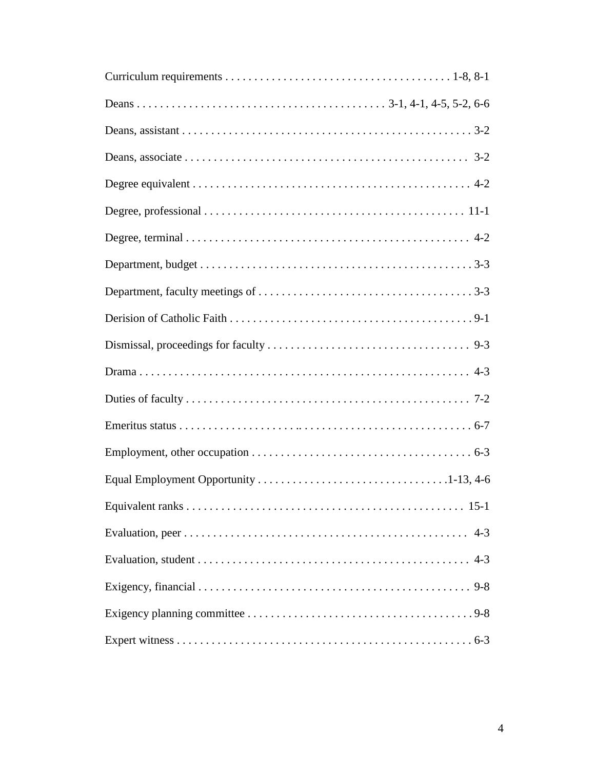Curriculum requirements . . . . . . . . . . . . . . . . . . . . . . . . . . . . . . . . . . . . . . . 1-8, 8-1

Deans . . . . . . . . . . . . . . . . . . . . . . . . . . . . . . . . . . . . . . . . . . 3-1, 4-1, 4-5, 5-2, 6-6

Deans, assistant . . . . . . . . . . . . . . . . . . . . . . . . . . . . . . . . . . . . . . . . . . . . . . . . . . 3-2

Deans, associate . . . . . . . . . . . . . . . . . . . . . . . . . . . . . . . . . . . . . . . . . . . . . . . . . 3-2

Degree equivalent . . . . . . . . . . . . . . . . . . . . . . . . . . . . . . . . . . . . . . . . . . . . . . . . 4-2

Degree, professional . . . . . . . . . . . . . . . . . . . . . . . . . . . . . . . . . . . . . . . . . . . . 11-1

Degree, terminal . . . . . . . . . . . . . . . . . . . . . . . . . . . . . . . . . . . . . . . . . . . . . . . . . 4-2

Department, budget . . . . . . . . . . . . . . . . . . . . . . . . . . . . . . . . . . . . . . . . . . . . . . . 3-3

Department, faculty meetings of . . . . . . . . . . . . . . . . . . . . . . . . . . . . . . . . . . . . . 3-3

Derision of Catholic Faith . . . . . . . . . . . . . . . . . . . . . . . . . . . . . . . . . . . . . . . . . . 9-1

Dismissal, proceedings for faculty . . . . . . . . . . . . . . . . . . . . . . . . . . . . . . . . . . . 9-3

Drama . . . . . . . . . . . . . . . . . . . . . . . . . . . . . . . . . . . . . . . . . . . . . . . . . . . . . . . . . 4-3

Duties of faculty . . . . . . . . . . . . . . . . . . . . . . . . . . . . . . . . . . . . . . . . . . . . . . . . . 7-2

Emeritus status . . . . . . . . . . . . . . . . . . . . .. . . . . . . . . . . . . . . . . . . . . . . . . . . . . 6-7

Employment, other occupation . . . . . . . . . . . . . . . . . . . . . . . . . . . . . . . . . . . . . . 6-3

Equal Employment Opportunity . . . . . . . . . . . . . . . . . . . . . . . . . . . . . . . . .1-13, 4-6

Equivalent ranks . . . . . . . . . . . . . . . . . . . . . . . . . . . . . . . . . . . . . . . . . . . . . . . . 15-1

Evaluation, peer . . . . . . . . . . . . . . . . . . . . . . . . . . . . . . . . . . . . . . . . . . . . . . . . . 4-3

Evaluation, student . . . . . . . . . . . . . . . . . . . . . . . . . . . . . . . . . . . . . . . . . . . . . . . 4-3

Exigency, financial . . . . . . . . . . . . . . . . . . . . . . . . . . . . . . . . . . . . . . . . . . . . . . . 9-8

Exigency planning committee . . . . . . . . . . . . . . . . . . . . . . . . . . . . . . . . . . . . . . . 9-8

Expert witness . . . . . . . . . . . . . . . . . . . . . . . . . . . . . . . . . . . . . . . . . . . . . . . . . . . 6-3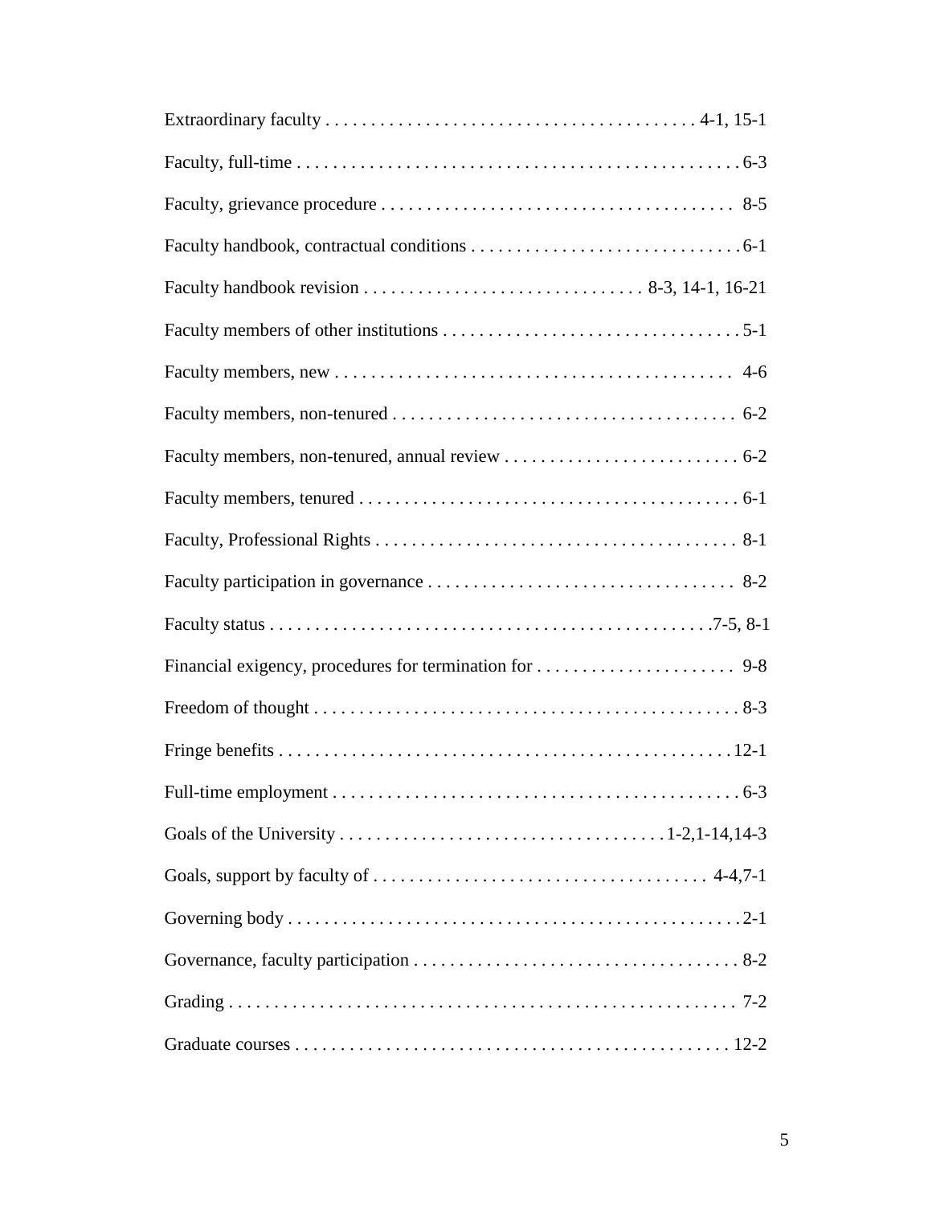Extraordinary faculty . . . . . . . . . . . . . . . . . . . . . . . . . . . . . . . . . . . . . . . . 4-1, 15-1

Faculty, full-time . . . . . . . . . . . . . . . . . . . . . . . . . . . . . . . . . . . . . . . . . . . . . . . 6-3

Faculty, grievance procedure . . . . . . . . . . . . . . . . . . . . . . . . . . . . . . . . . . . . . . 8-5

Faculty handbook, contractual conditions . . . . . . . . . . . . . . . . . . . . . . . . . . . . . 6-1

Faculty handbook revision . . . . . . . . . . . . . . . . . . . . . . . . . . . . . . 8-3, 14-1, 16-21

Faculty members of other institutions . . . . . . . . . . . . . . . . . . . . . . . . . . . . . . . . 5-1

Faculty members, new . . . . . . . . . . . . . . . . . . . . . . . . . . . . . . . . . . . . . . . . . . . 4-6

Faculty members, non-tenured . . . . . . . . . . . . . . . . . . . . . . . . . . . . . . . . . . . . . 6-2

Faculty members, non-tenured, annual review . . . . . . . . . . . . . . . . . . . . . . . . . . 6-2

Faculty members, tenured . . . . . . . . . . . . . . . . . . . . . . . . . . . . . . . . . . . . . . . . . 6-1

Faculty, Professional Rights . . . . . . . . . . . . . . . . . . . . . . . . . . . . . . . . . . . . . . . 8-1

Faculty participation in governance . . . . . . . . . . . . . . . . . . . . . . . . . . . . . . . . . 8-2

Faculty status . . . . . . . . . . . . . . . . . . . . . . . . . . . . . . . . . . . . . . . . . . . . . . . .7-5, 8-1

Financial exigency, procedures for termination for . . . . . . . . . . . . . . . . . . . . . . 9-8

Freedom of thought . . . . . . . . . . . . . . . . . . . . . . . . . . . . . . . . . . . . . . . . . . . . . . 8-3

Fringe benefits . . . . . . . . . . . . . . . . . . . . . . . . . . . . . . . . . . . . . . . . . . . . . . . . . 12-1

Full-time employment . . . . . . . . . . . . . . . . . . . . . . . . . . . . . . . . . . . . . . . . . . . . 6-3

Goals of the University . . . . . . . . . . . . . . . . . . . . . . . . . . . . . . . . . . . 1-2,1-14,14-3

Goals, support by faculty of . . . . . . . . . . . . . . . . . . . . . . . . . . . . . . . . . . . . 4-4,7-1

Governing body . . . . . . . . . . . . . . . . . . . . . . . . . . . . . . . . . . . . . . . . . . . . . . . . . 2-1

Governance, faculty participation . . . . . . . . . . . . . . . . . . . . . . . . . . . . . . . . . . . 8-2

Grading . . . . . . . . . . . . . . . . . . . . . . . . . . . . . . . . . . . . . . . . . . . . . . . . . . . . . . 7-2

Graduate courses . . . . . . . . . . . . . . . . . . . . . . . . . . . . . . . . . . . . . . . . . . . . . . . 12-2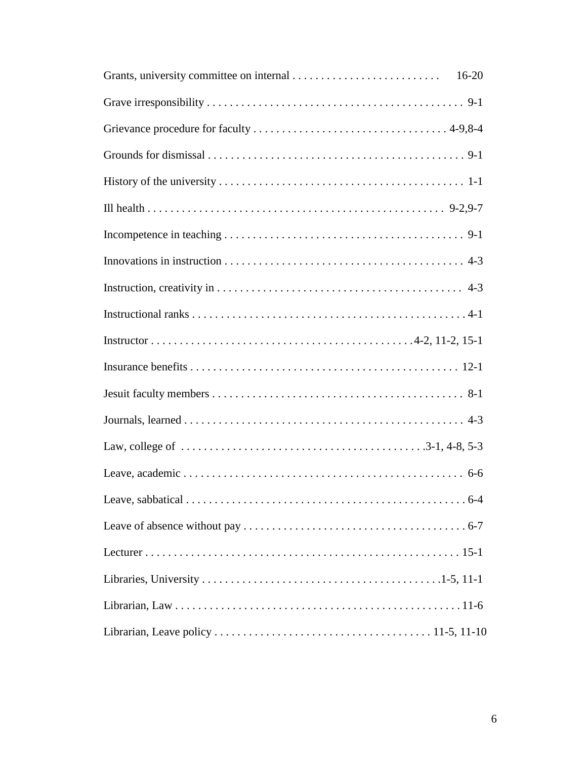Grants, university committee on internal . . . . . . . . . . . . . . . . . . . . . . . . . . 16-20

Grave irresponsibility . . . . . . . . . . . . . . . . . . . . . . . . . . . . . . . . . . . . . . . . . . . . 9-1

Grievance procedure for faculty . . . . . . . . . . . . . . . . . . . . . . . . . . . . . . . . . . 4-9,8-4

Grounds for dismissal . . . . . . . . . . . . . . . . . . . . . . . . . . . . . . . . . . . . . . . . . . . . 9-1

History of the university . . . . . . . . . . . . . . . . . . . . . . . . . . . . . . . . . . . . . . . . . . 1-1

Ill health . . . . . . . . . . . . . . . . . . . . . . . . . . . . . . . . . . . . . . . . . . . . . . . . . . . 9-2,9-7

Incompetence in teaching . . . . . . . . . . . . . . . . . . . . . . . . . . . . . . . . . . . . . . . . . 9-1

Innovations in instruction . . . . . . . . . . . . . . . . . . . . . . . . . . . . . . . . . . . . . . . . . 4-3

Instruction, creativity in . . . . . . . . . . . . . . . . . . . . . . . . . . . . . . . . . . . . . . . . . . 4-3

Instructional ranks . . . . . . . . . . . . . . . . . . . . . . . . . . . . . . . . . . . . . . . . . . . . . . . 4-1

Instructor . . . . . . . . . . . . . . . . . . . . . . . . . . . . . . . . . . . . . . . . . . . . 4-2, 11-2, 15-1

Insurance benefits . . . . . . . . . . . . . . . . . . . . . . . . . . . . . . . . . . . . . . . . . . . . . . 12-1

Jesuit faculty members . . . . . . . . . . . . . . . . . . . . . . . . . . . . . . . . . . . . . . . . . . . 8-1

Journals, learned . . . . . . . . . . . . . . . . . . . . . . . . . . . . . . . . . . . . . . . . . . . . . . . . 4-3

Law, college of . . . . . . . . . . . . . . . . . . . . . . . . . . . . . . . . . . . . . . . . . .3-1, 4-8, 5-3

Leave, academic . . . . . . . . . . . . . . . . . . . . . . . . . . . . . . . . . . . . . . . . . . . . . . . . 6-6

Leave, sabbatical . . . . . . . . . . . . . . . . . . . . . . . . . . . . . . . . . . . . . . . . . . . . . . . . 6-4

Leave of absence without pay . . . . . . . . . . . . . . . . . . . . . . . . . . . . . . . . . . . . . . 6-7

Lecturer . . . . . . . . . . . . . . . . . . . . . . . . . . . . . . . . . . . . . . . . . . . . . . . . . . . . . . 15-1

Libraries, University . . . . . . . . . . . . . . . . . . . . . . . . . . . . . . . . . . . . . . . . . .1-5, 11-1

Librarian, Law . . . . . . . . . . . . . . . . . . . . . . . . . . . . . . . . . . . . . . . . . . . . . . . . . 11-6

Librarian, Leave policy . . . . . . . . . . . . . . . . . . . . . . . . . . . . . . . . . . . . . 11-5, 11-10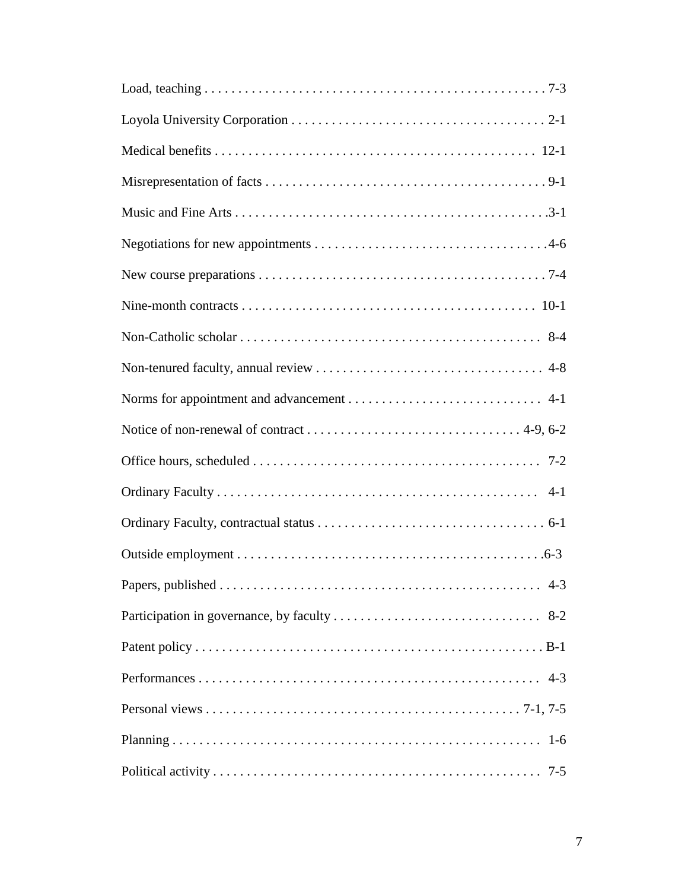Load, teaching . . . . . . . . . . . . . . . . . . . . . . . . . . . . . . . . . . . . . . . . . . . . . . . . . . 7-3

Loyola University Corporation . . . . . . . . . . . . . . . . . . . . . . . . . . . . . . . . . . . . . 2-1

Medical benefits . . . . . . . . . . . . . . . . . . . . . . . . . . . . . . . . . . . . . . . . . . . . . . . 12-1

Misrepresentation of facts . . . . . . . . . . . . . . . . . . . . . . . . . . . . . . . . . . . . . . . . . 9-1

Music and Fine Arts . . . . . . . . . . . . . . . . . . . . . . . . . . . . . . . . . . . . . . . . . . . . . . .3-1

Negotiations for new appointments . . . . . . . . . . . . . . . . . . . . . . . . . . . . . . . . . . .4-6

New course preparations . . . . . . . . . . . . . . . . . . . . . . . . . . . . . . . . . . . . . . . . . . 7-4

Nine-month contracts . . . . . . . . . . . . . . . . . . . . . . . . . . . . . . . . . . . . . . . . . . . 10-1

Non-Catholic scholar . . . . . . . . . . . . . . . . . . . . . . . . . . . . . . . . . . . . . . . . . . . . . 8-4

Non-tenured faculty, annual review . . . . . . . . . . . . . . . . . . . . . . . . . . . . . . . . . 4-8

Norms for appointment and advancement . . . . . . . . . . . . . . . . . . . . . . . . . . . . 4-1

Notice of non-renewal of contract . . . . . . . . . . . . . . . . . . . . . . . . . . . . . . . . 4-9, 6-2

Office hours, scheduled . . . . . . . . . . . . . . . . . . . . . . . . . . . . . . . . . . . . . . . . . . 7-2

Ordinary Faculty . . . . . . . . . . . . . . . . . . . . . . . . . . . . . . . . . . . . . . . . . . . . . . . . 4-1

Ordinary Faculty, contractual status . . . . . . . . . . . . . . . . . . . . . . . . . . . . . . . . . 6-1

Outside employment . . . . . . . . . . . . . . . . . . . . . . . . . . . . . . . . . . . . . . . . . . . . .6-3

Papers, published . . . . . . . . . . . . . . . . . . . . . . . . . . . . . . . . . . . . . . . . . . . . . . . 4-3

Participation in governance, by faculty . . . . . . . . . . . . . . . . . . . . . . . . . . . . . . 8-2

Patent policy . . . . . . . . . . . . . . . . . . . . . . . . . . . . . . . . . . . . . . . . . . . . . . . . . . . . B-1

Performances . . . . . . . . . . . . . . . . . . . . . . . . . . . . . . . . . . . . . . . . . . . . . . . . . . . 4-3

Personal views . . . . . . . . . . . . . . . . . . . . . . . . . . . . . . . . . . . . . . . . . . . . . . . 7-1, 7-5

Planning . . . . . . . . . . . . . . . . . . . . . . . . . . . . . . . . . . . . . . . . . . . . . . . . . . . . . . . 1-6

Political activity . . . . . . . . . . . . . . . . . . . . . . . . . . . . . . . . . . . . . . . . . . . . . . . . . 7-5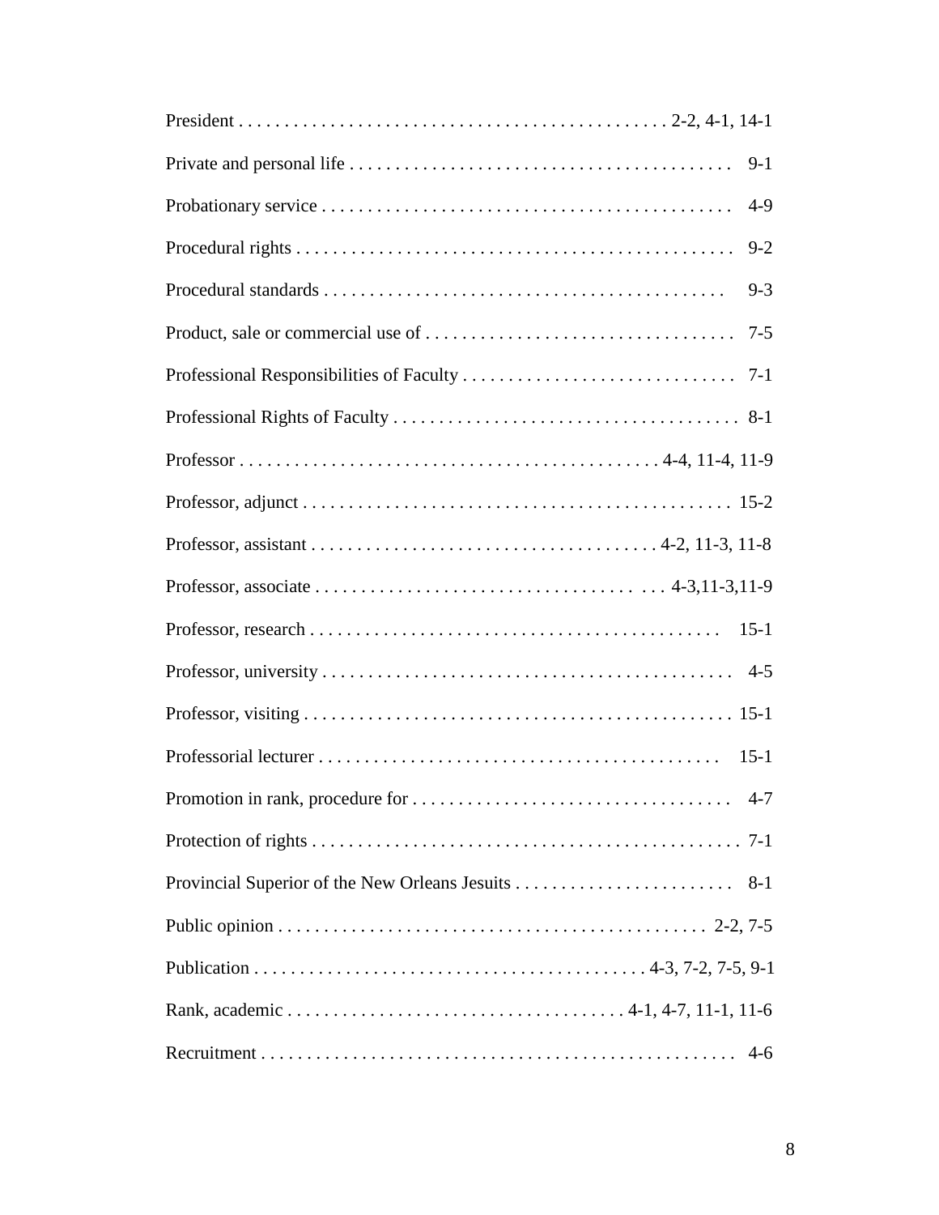President . . . . . . . . . . . . . . . . . . . . . . . . . . . . . . . . . . . . . . . . . . . . . . 2-2, 4-1, 14-1

Private and personal life . . . . . . . . . . . . . . . . . . . . . . . . . . . . . . . . . . . . . . . . . 9-1

Probationary service . . . . . . . . . . . . . . . . . . . . . . . . . . . . . . . . . . . . . . . . . . . . 4-9

Procedural rights . . . . . . . . . . . . . . . . . . . . . . . . . . . . . . . . . . . . . . . . . . . . . . . 9-2

Procedural standards . . . . . . . . . . . . . . . . . . . . . . . . . . . . . . . . . . . . . . . . . . . . 9-3

Product, sale or commercial use of . . . . . . . . . . . . . . . . . . . . . . . . . . . . . . . . . . 7-5

Professional Responsibilities of Faculty . . . . . . . . . . . . . . . . . . . . . . . . . . . . . . 7-1

Professional Rights of Faculty . . . . . . . . . . . . . . . . . . . . . . . . . . . . . . . . . . . . . . 8-1

Professor . . . . . . . . . . . . . . . . . . . . . . . . . . . . . . . . . . . . . . . . . . . . . . 4-4, 11-4, 11-9

Professor, adjunct . . . . . . . . . . . . . . . . . . . . . . . . . . . . . . . . . . . . . . . . . . . . . . . 15-2

Professor, assistant . . . . . . . . . . . . . . . . . . . . . . . . . . . . . . . . . . . . . . 4-2, 11-3, 11-8

Professor, associate . . . . . . . . . . . . . . . . . . . . . . . . . . . . . . . . . . . . . . 4-3,11-3,11-9

Professor, research . . . . . . . . . . . . . . . . . . . . . . . . . . . . . . . . . . . . . . . . . . . . . 15-1

Professor, university . . . . . . . . . . . . . . . . . . . . . . . . . . . . . . . . . . . . . . . . . . . . . 4-5

Professor, visiting . . . . . . . . . . . . . . . . . . . . . . . . . . . . . . . . . . . . . . . . . . . . . . . 15-1

Professorial lecturer . . . . . . . . . . . . . . . . . . . . . . . . . . . . . . . . . . . . . . . . . . . . . 15-1

Promotion in rank, procedure for . . . . . . . . . . . . . . . . . . . . . . . . . . . . . . . . . . . 4-7

Protection of rights . . . . . . . . . . . . . . . . . . . . . . . . . . . . . . . . . . . . . . . . . . . . . . . 7-1

Provincial Superior of the New Orleans Jesuits . . . . . . . . . . . . . . . . . . . . . . . . 8-1

Public opinion . . . . . . . . . . . . . . . . . . . . . . . . . . . . . . . . . . . . . . . . . . . . . . . 2-2, 7-5

Publication . . . . . . . . . . . . . . . . . . . . . . . . . . . . . . . . . . . . . . . . . . . 4-3, 7-2, 7-5, 9-1

Rank, academic . . . . . . . . . . . . . . . . . . . . . . . . . . . . . . . . . . . . . 4-1, 4-7, 11-1, 11-6

Recruitment . . . . . . . . . . . . . . . . . . . . . . . . . . . . . . . . . . . . . . . . . . . . . . . . . . . . 4-6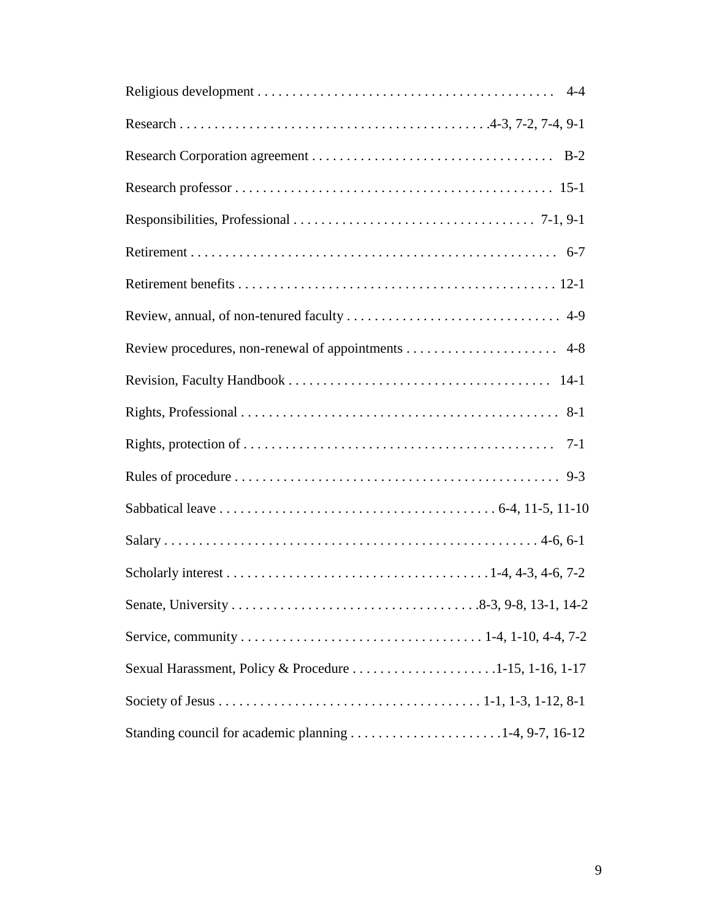Religious development . . . . . . . . . . . . . . . . . . . . . . . . . . . . . . . . . . . . . . . . . . 4-4

Research . . . . . . . . . . . . . . . . . . . . . . . . . . . . . . . . . . . . . . . . . . .4-3, 7-2, 7-4, 9-1

Research Corporation agreement . . . . . . . . . . . . . . . . . . . . . . . . . . . . . . . . . . B-2

Research professor . . . . . . . . . . . . . . . . . . . . . . . . . . . . . . . . . . . . . . . . . . . . . 15-1

Responsibilities, Professional . . . . . . . . . . . . . . . . . . . . . . . . . . . . . . . . . . . 7-1, 9-1

Retirement . . . . . . . . . . . . . . . . . . . . . . . . . . . . . . . . . . . . . . . . . . . . . . . . . . . . . 6-7

Retirement benefits . . . . . . . . . . . . . . . . . . . . . . . . . . . . . . . . . . . . . . . . . . . . . 12-1

Review, annual, of non-tenured faculty . . . . . . . . . . . . . . . . . . . . . . . . . . . . . . 4-9

Review procedures, non-renewal of appointments . . . . . . . . . . . . . . . . . . . . . . 4-8

Revision, Faculty Handbook . . . . . . . . . . . . . . . . . . . . . . . . . . . . . . . . . . . . . . 14-1

Rights, Professional . . . . . . . . . . . . . . . . . . . . . . . . . . . . . . . . . . . . . . . . . . . . . 8-1

Rights, protection of . . . . . . . . . . . . . . . . . . . . . . . . . . . . . . . . . . . . . . . . . . . . 7-1

Rules of procedure . . . . . . . . . . . . . . . . . . . . . . . . . . . . . . . . . . . . . . . . . . . . . . 9-3

Sabbatical leave . . . . . . . . . . . . . . . . . . . . . . . . . . . . . . . . . . . . . . . 6-4, 11-5, 11-10

Salary . . . . . . . . . . . . . . . . . . . . . . . . . . . . . . . . . . . . . . . . . . . . . . . . . . . . . 4-6, 6-1

Scholarly interest . . . . . . . . . . . . . . . . . . . . . . . . . . . . . . . . . . . . . .1-4, 4-3, 4-6, 7-2

Senate, University . . . . . . . . . . . . . . . . . . . . . . . . . . . . . . . . . . . .8-3, 9-8, 13-1, 14-2

Service, community . . . . . . . . . . . . . . . . . . . . . . . . . . . . . . . . . . 1-4, 1-10, 4-4, 7-2

Sexual Harassment, Policy & Procedure . . . . . . . . . . . . . . . . . . . . .1-15, 1-16, 1-17

Society of Jesus . . . . . . . . . . . . . . . . . . . . . . . . . . . . . . . . . . . . . 1-1, 1-3, 1-12, 8-1

Standing council for academic planning . . . . . . . . . . . . . . . . . . . . . .1-4, 9-7, 16-12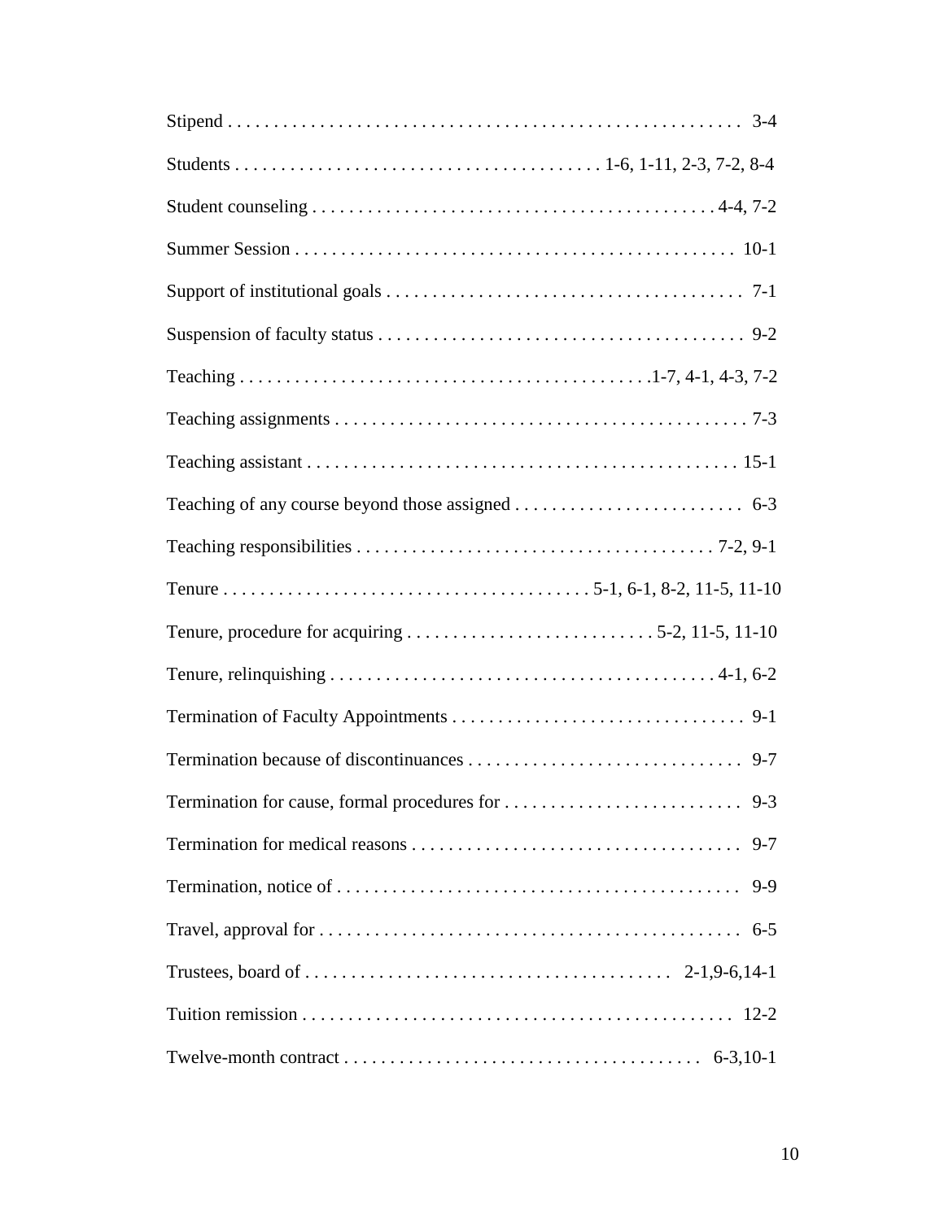Stipend . . . . . . . . . . . . . . . . . . . . . . . . . . . . . . . . . . . . . . . . . . . . . . . . . . . . . . . 3-4

Students . . . . . . . . . . . . . . . . . . . . . . . . . . . . . . . . . . . . . . . 1-6, 1-11, 2-3, 7-2, 8-4

Student counseling . . . . . . . . . . . . . . . . . . . . . . . . . . . . . . . . . . . . . . . . . . . . 4-4, 7-2

Summer Session . . . . . . . . . . . . . . . . . . . . . . . . . . . . . . . . . . . . . . . . . . . . . . . . 10-1

Support of institutional goals . . . . . . . . . . . . . . . . . . . . . . . . . . . . . . . . . . . . . . . 7-1

Suspension of faculty status . . . . . . . . . . . . . . . . . . . . . . . . . . . . . . . . . . . . . . . . 9-2

Teaching . . . . . . . . . . . . . . . . . . . . . . . . . . . . . . . . . . . . . . . . . . . . .1-7, 4-1, 4-3, 7-2

Teaching assignments . . . . . . . . . . . . . . . . . . . . . . . . . . . . . . . . . . . . . . . . . . . . . 7-3

Teaching assistant . . . . . . . . . . . . . . . . . . . . . . . . . . . . . . . . . . . . . . . . . . . . . . . 15-1

Teaching of any course beyond those assigned . . . . . . . . . . . . . . . . . . . . . . . . . 6-3

Teaching responsibilities . . . . . . . . . . . . . . . . . . . . . . . . . . . . . . . . . . . . . . . 7-2, 9-1

Tenure . . . . . . . . . . . . . . . . . . . . . . . . . . . . . . . . . . . . . . . 5-1, 6-1, 8-2, 11-5, 11-10

Tenure, procedure for acquiring . . . . . . . . . . . . . . . . . . . . . . . . . . . 5-2, 11-5, 11-10

Tenure, relinquishing . . . . . . . . . . . . . . . . . . . . . . . . . . . . . . . . . . . . . . . . . . 4-1, 6-2

Termination of Faculty Appointments . . . . . . . . . . . . . . . . . . . . . . . . . . . . . . . . 9-1

Termination because of discontinuances . . . . . . . . . . . . . . . . . . . . . . . . . . . . . . 9-7

Termination for cause, formal procedures for . . . . . . . . . . . . . . . . . . . . . . . . . . 9-3

Termination for medical reasons . . . . . . . . . . . . . . . . . . . . . . . . . . . . . . . . . . . . 9-7

Termination, notice of . . . . . . . . . . . . . . . . . . . . . . . . . . . . . . . . . . . . . . . . . . . . 9-9

Travel, approval for . . . . . . . . . . . . . . . . . . . . . . . . . . . . . . . . . . . . . . . . . . . . . . . 6-5

Trustees, board of . . . . . . . . . . . . . . . . . . . . . . . . . . . . . . . . . . . . . . . 2-1,9-6,14-1

Tuition remission . . . . . . . . . . . . . . . . . . . . . . . . . . . . . . . . . . . . . . . . . . . . . . . 12-2

Twelve-month contract . . . . . . . . . . . . . . . . . . . . . . . . . . . . . . . . . . . . . . . 6-3,10-1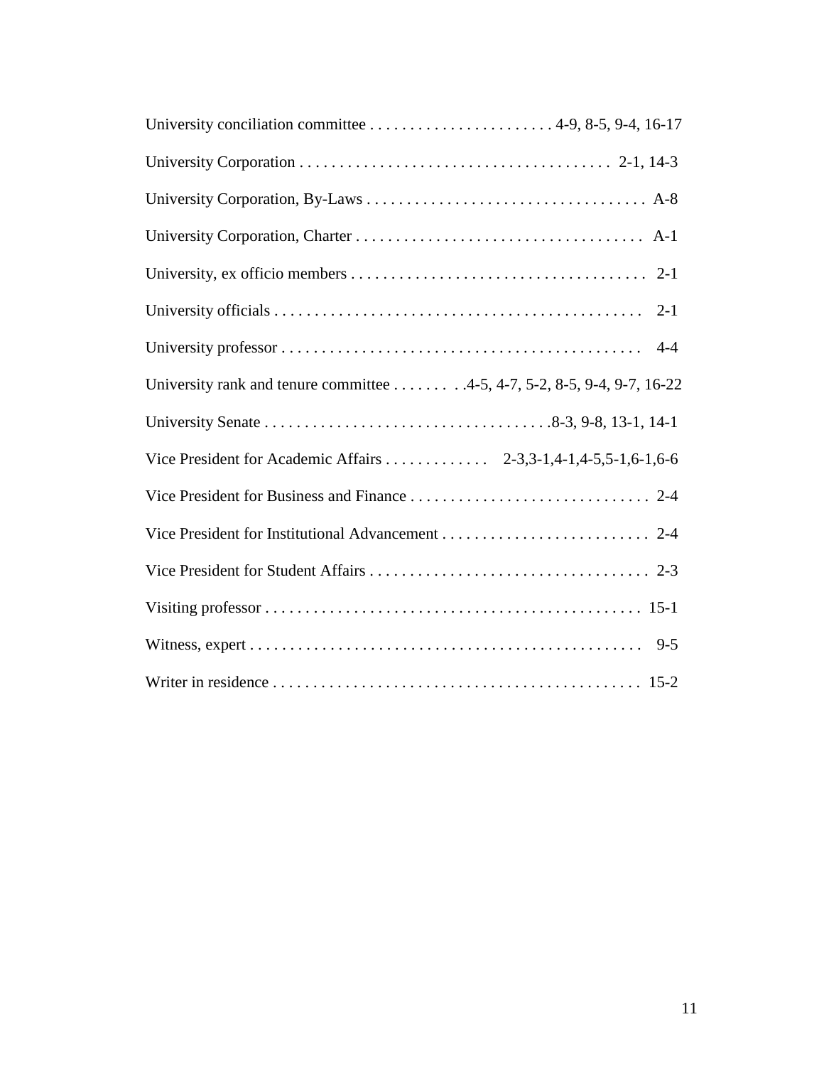University conciliation committee . . . . . . . . . . . . . . . . . . . . . . . 4-9, 8-5, 9-4, 16-17

University Corporation . . . . . . . . . . . . . . . . . . . . . . . . . . . . . . . . . . . . . . . 2-1, 14-3

University Corporation, By-Laws . . . . . . . . . . . . . . . . . . . . . . . . . . . . . . . . . . . A-8

University Corporation, Charter . . . . . . . . . . . . . . . . . . . . . . . . . . . . . . . . . . . . A-1

University, ex officio members . . . . . . . . . . . . . . . . . . . . . . . . . . . . . . . . . . . . . 2-1

University officials . . . . . . . . . . . . . . . . . . . . . . . . . . . . . . . . . . . . . . . . . . . . . . 2-1

University professor . . . . . . . . . . . . . . . . . . . . . . . . . . . . . . . . . . . . . . . . . . . . . 4-4

University rank and tenure committee . . . . . . . . .4-5, 4-7, 5-2, 8-5, 9-4, 9-7, 16-22

University Senate . . . . . . . . . . . . . . . . . . . . . . . . . . . . . . . . . . . .8-3, 9-8, 13-1, 14-1

Vice President for Academic Affairs . . . . . . . . . . . . . 2-3,3-1,4-1,4-5,5-1,6-1,6-6

Vice President for Business and Finance . . . . . . . . . . . . . . . . . . . . . . . . . . . . . . 2-4

Vice President for Institutional Advancement . . . . . . . . . . . . . . . . . . . . . . . . . . 2-4

Vice President for Student Affairs . . . . . . . . . . . . . . . . . . . . . . . . . . . . . . . . . . . 2-3

Visiting professor . . . . . . . . . . . . . . . . . . . . . . . . . . . . . . . . . . . . . . . . . . . . . . . 15-1

Witness, expert . . . . . . . . . . . . . . . . . . . . . . . . . . . . . . . . . . . . . . . . . . . . . . . . . 9-5

Writer in residence . . . . . . . . . . . . . . . . . . . . . . . . . . . . . . . . . . . . . . . . . . . . . . 15-2